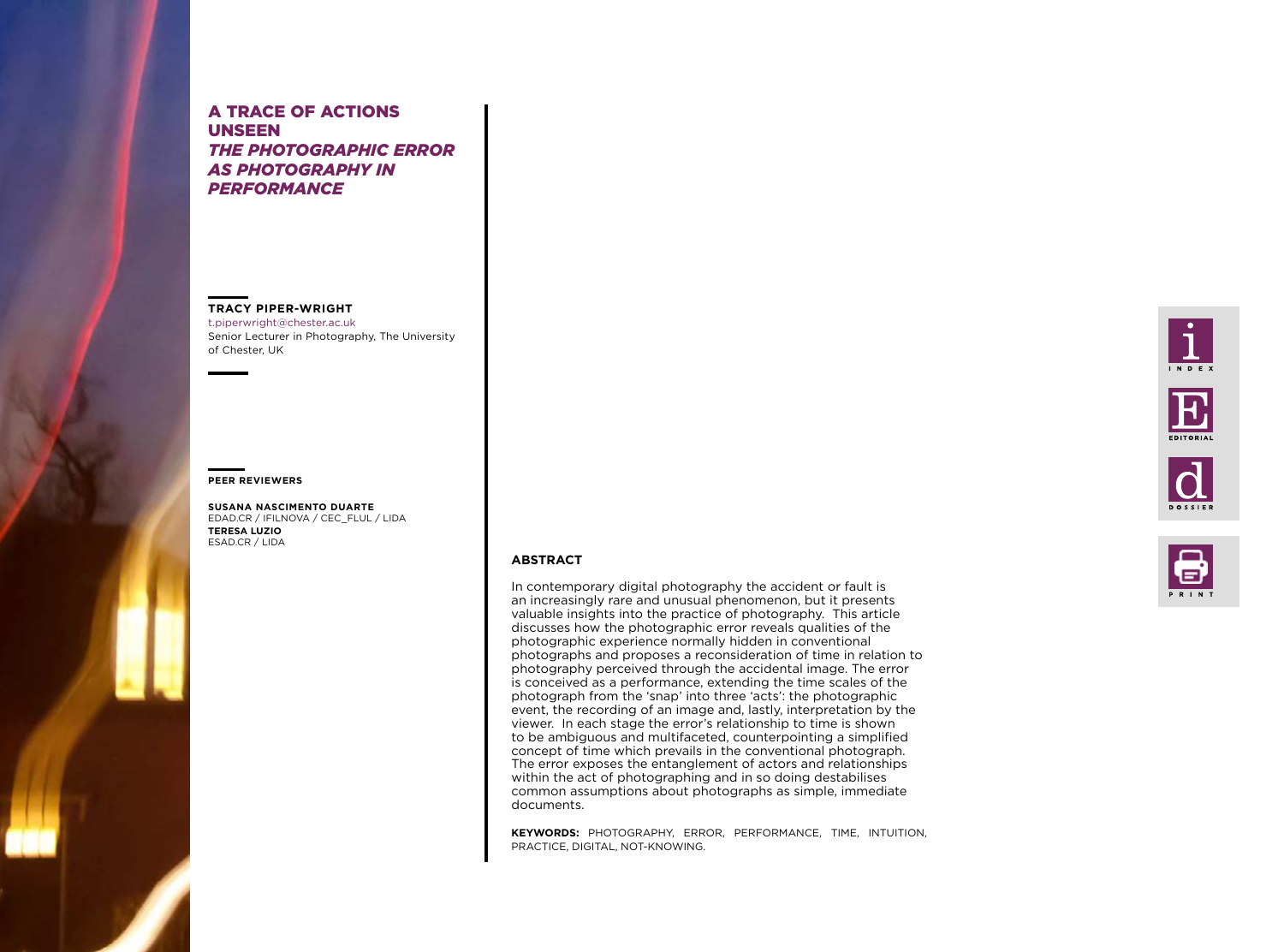# A TRACE OF ACTIONS UNSEEN

## *THE PHOTOGRAPHIC ERROR AS PHOTOGRAPHY IN PERFORMANCE*

**TRACY PIPER-WRIGHT**
t.piperwright@chester.ac.uk
Senior Lecturer in Photography, The University of Chester, UK

**PEER REVIEWERS**

**SUSANA NASCIMENTO DUARTE**
EDAD.CR / IFILNOVA / CEC_FLUL / LIDA
**TERESA LUZIO**
ESAD.CR / LIDA

### ABSTRACT

In contemporary digital photography the accident or fault is an increasingly rare and unusual phenomenon, but it presents valuable insights into the practice of photography. This article discusses how the photographic error reveals qualities of the photographic experience normally hidden in conventional photographs and proposes a reconsideration of time in relation to photography perceived through the accidental image. The error is conceived as a performance, extending the time scales of the photograph from the 'snap' into three 'acts': the photographic event, the recording of an image and, lastly, interpretation by the viewer. In each stage the error's relationship to time is shown to be ambiguous and multifaceted, counterpointing a simplified concept of time which prevails in the conventional photograph. The error exposes the entanglement of actors and relationships within the act of photographing and in so doing destabilises common assumptions about photographs as simple, immediate documents.

**KEYWORDS:** PHOTOGRAPHY, ERROR, PERFORMANCE, TIME, INTUITION, PRACTICE, DIGITAL, NOT-KNOWING.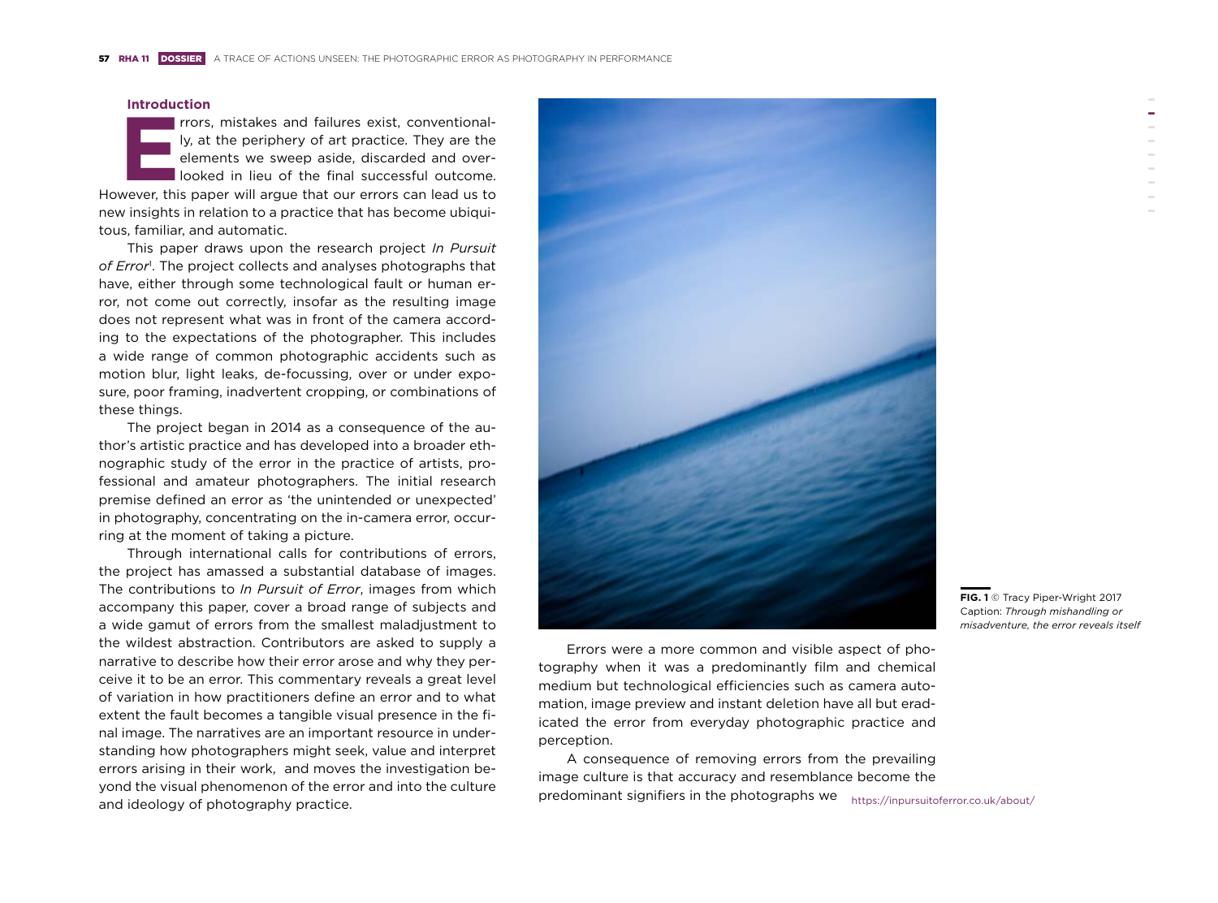## Introduction

Errors, mistakes and failures exist, conventionally, at the periphery of art practice. They are the elements we sweep aside, discarded and overlooked in lieu of the final successful outcome. However, this paper will argue that our errors can lead us to new insights in relation to a practice that has become ubiquitous, familiar, and automatic.

This paper draws upon the research project *In Pursuit of Error*[1]. The project collects and analyses photographs that have, either through some technological fault or human error, not come out correctly, insofar as the resulting image does not represent what was in front of the camera according to the expectations of the photographer. This includes a wide range of common photographic accidents such as motion blur, light leaks, de-focussing, over or under exposure, poor framing, inadvertent cropping, or combinations of these things.

The project began in 2014 as a consequence of the author's artistic practice and has developed into a broader ethnographic study of the error in the practice of artists, professional and amateur photographers. The initial research premise defined an error as 'the unintended or unexpected' in photography, concentrating on the in-camera error, occurring at the moment of taking a picture.

Through international calls for contributions of errors, the project has amassed a substantial database of images. The contributions to *In Pursuit of Error*, images from which accompany this paper, cover a broad range of subjects and a wide gamut of errors from the smallest maladjustment to the wildest abstraction. Contributors are asked to supply a narrative to describe how their error arose and why they perceive it to be an error. This commentary reveals a great level of variation in how practitioners define an error and to what extent the fault becomes a tangible visual presence in the final image. The narratives are an important resource in understanding how photographers might seek, value and interpret errors arising in their work, and moves the investigation beyond the visual phenomenon of the error and into the culture and ideology of photography practice.

**FIG. 1** © Tracy Piper-Wright 2017
Caption: *Through mishandling or misadventure, the error reveals itself*

Errors were a more common and visible aspect of photography when it was a predominantly film and chemical medium but technological efficiencies such as camera automation, image preview and instant deletion have all but eradicated the error from everyday photographic practice and perception.

A consequence of removing errors from the prevailing image culture is that accuracy and resemblance become the predominant signifiers in the photographs we

[1] https://inpursuitoferror.co.uk/about/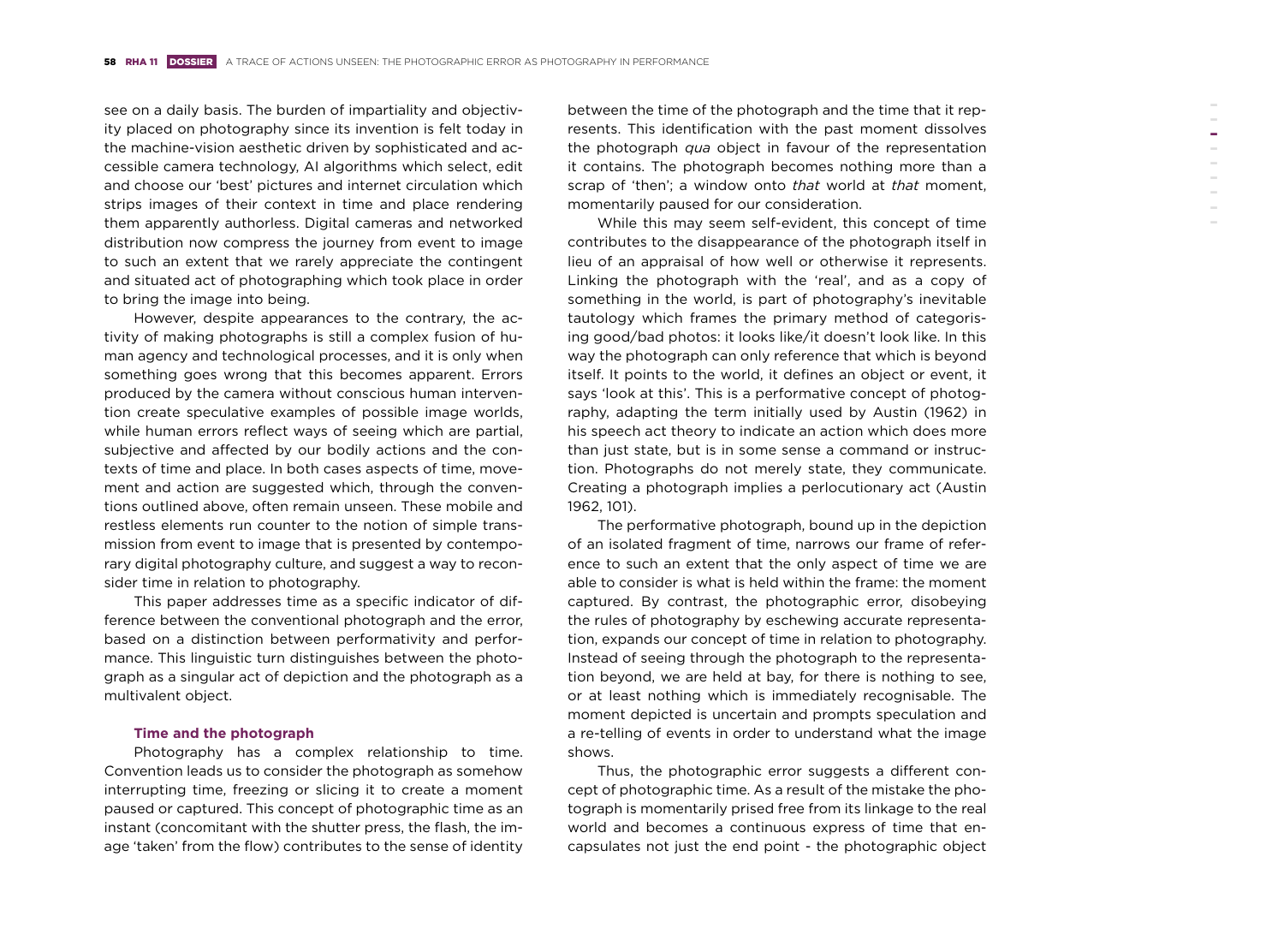see on a daily basis. The burden of impartiality and objectivity placed on photography since its invention is felt today in the machine-vision aesthetic driven by sophisticated and accessible camera technology, AI algorithms which select, edit and choose our 'best' pictures and internet circulation which strips images of their context in time and place rendering them apparently authorless. Digital cameras and networked distribution now compress the journey from event to image to such an extent that we rarely appreciate the contingent and situated act of photographing which took place in order to bring the image into being.

However, despite appearances to the contrary, the activity of making photographs is still a complex fusion of human agency and technological processes, and it is only when something goes wrong that this becomes apparent. Errors produced by the camera without conscious human intervention create speculative examples of possible image worlds, while human errors reflect ways of seeing which are partial, subjective and affected by our bodily actions and the contexts of time and place. In both cases aspects of time, movement and action are suggested which, through the conventions outlined above, often remain unseen. These mobile and restless elements run counter to the notion of simple transmission from event to image that is presented by contemporary digital photography culture, and suggest a way to reconsider time in relation to photography.

This paper addresses time as a specific indicator of difference between the conventional photograph and the error, based on a distinction between performativity and performance. This linguistic turn distinguishes between the photograph as a singular act of depiction and the photograph as a multivalent object.

### Time and the photograph

Photography has a complex relationship to time. Convention leads us to consider the photograph as somehow interrupting time, freezing or slicing it to create a moment paused or captured. This concept of photographic time as an instant (concomitant with the shutter press, the flash, the image 'taken' from the flow) contributes to the sense of identity between the time of the photograph and the time that it represents. This identification with the past moment dissolves the photograph *qua* object in favour of the representation it contains. The photograph becomes nothing more than a scrap of 'then'; a window onto *that* world at *that* moment, momentarily paused for our consideration.

While this may seem self-evident, this concept of time contributes to the disappearance of the photograph itself in lieu of an appraisal of how well or otherwise it represents. Linking the photograph with the 'real', and as a copy of something in the world, is part of photography's inevitable tautology which frames the primary method of categorising good/bad photos: it looks like/it doesn't look like. In this way the photograph can only reference that which is beyond itself. It points to the world, it defines an object or event, it says 'look at this'. This is a performative concept of photography, adapting the term initially used by Austin (1962) in his speech act theory to indicate an action which does more than just state, but is in some sense a command or instruction. Photographs do not merely state, they communicate. Creating a photograph implies a perlocutionary act (Austin 1962, 101).

The performative photograph, bound up in the depiction of an isolated fragment of time, narrows our frame of reference to such an extent that the only aspect of time we are able to consider is what is held within the frame: the moment captured. By contrast, the photographic error, disobeying the rules of photography by eschewing accurate representation, expands our concept of time in relation to photography. Instead of seeing through the photograph to the representation beyond, we are held at bay, for there is nothing to see, or at least nothing which is immediately recognisable. The moment depicted is uncertain and prompts speculation and a re-telling of events in order to understand what the image shows.

Thus, the photographic error suggests a different concept of photographic time. As a result of the mistake the photograph is momentarily prised free from its linkage to the real world and becomes a continuous express of time that encapsulates not just the end point - the photographic object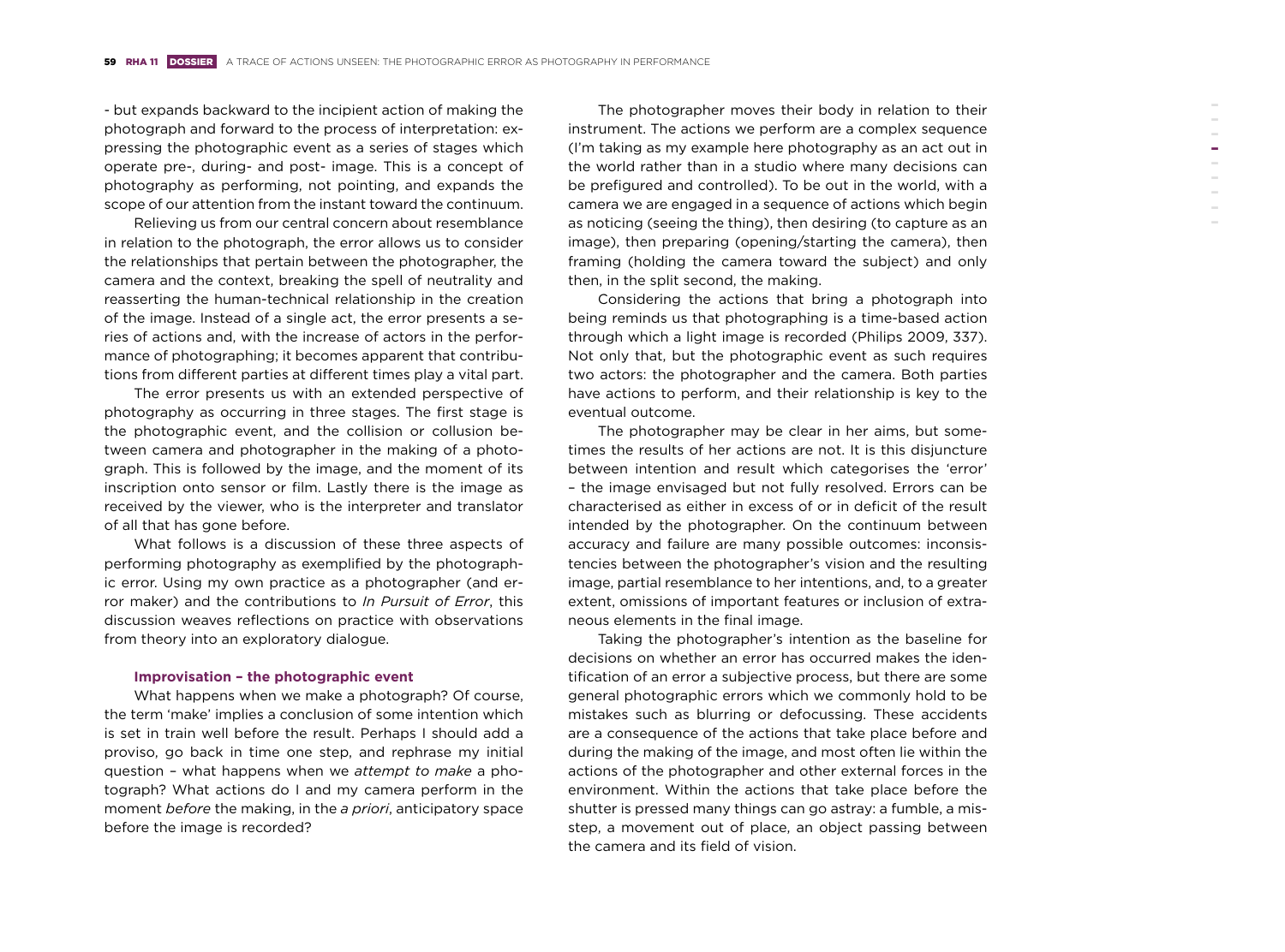- but expands backward to the incipient action of making the photograph and forward to the process of interpretation: expressing the photographic event as a series of stages which operate pre-, during- and post- image. This is a concept of photography as performing, not pointing, and expands the scope of our attention from the instant toward the continuum.

Relieving us from our central concern about resemblance in relation to the photograph, the error allows us to consider the relationships that pertain between the photographer, the camera and the context, breaking the spell of neutrality and reasserting the human-technical relationship in the creation of the image. Instead of a single act, the error presents a series of actions and, with the increase of actors in the performance of photographing; it becomes apparent that contributions from different parties at different times play a vital part.

The error presents us with an extended perspective of photography as occurring in three stages. The first stage is the photographic event, and the collision or collusion between camera and photographer in the making of a photograph. This is followed by the image, and the moment of its inscription onto sensor or film. Lastly there is the image as received by the viewer, who is the interpreter and translator of all that has gone before.

What follows is a discussion of these three aspects of performing photography as exemplified by the photographic error. Using my own practice as a photographer (and error maker) and the contributions to *In Pursuit of Error*, this discussion weaves reflections on practice with observations from theory into an exploratory dialogue.

#### Improvisation – the photographic event

What happens when we make a photograph? Of course, the term 'make' implies a conclusion of some intention which is set in train well before the result. Perhaps I should add a proviso, go back in time one step, and rephrase my initial question – what happens when we *attempt to make* a photograph? What actions do I and my camera perform in the moment *before* the making, in the *a priori*, anticipatory space before the image is recorded?

The photographer moves their body in relation to their instrument. The actions we perform are a complex sequence (I'm taking as my example here photography as an act out in the world rather than in a studio where many decisions can be prefigured and controlled). To be out in the world, with a camera we are engaged in a sequence of actions which begin as noticing (seeing the thing), then desiring (to capture as an image), then preparing (opening/starting the camera), then framing (holding the camera toward the subject) and only then, in the split second, the making.

Considering the actions that bring a photograph into being reminds us that photographing is a time-based action through which a light image is recorded (Philips 2009, 337). Not only that, but the photographic event as such requires two actors: the photographer and the camera. Both parties have actions to perform, and their relationship is key to the eventual outcome.

The photographer may be clear in her aims, but sometimes the results of her actions are not. It is this disjuncture between intention and result which categorises the 'error' – the image envisaged but not fully resolved. Errors can be characterised as either in excess of or in deficit of the result intended by the photographer. On the continuum between accuracy and failure are many possible outcomes: inconsistencies between the photographer's vision and the resulting image, partial resemblance to her intentions, and, to a greater extent, omissions of important features or inclusion of extraneous elements in the final image.

Taking the photographer's intention as the baseline for decisions on whether an error has occurred makes the identification of an error a subjective process, but there are some general photographic errors which we commonly hold to be mistakes such as blurring or defocussing. These accidents are a consequence of the actions that take place before and during the making of the image, and most often lie within the actions of the photographer and other external forces in the environment. Within the actions that take place before the shutter is pressed many things can go astray: a fumble, a misstep, a movement out of place, an object passing between the camera and its field of vision.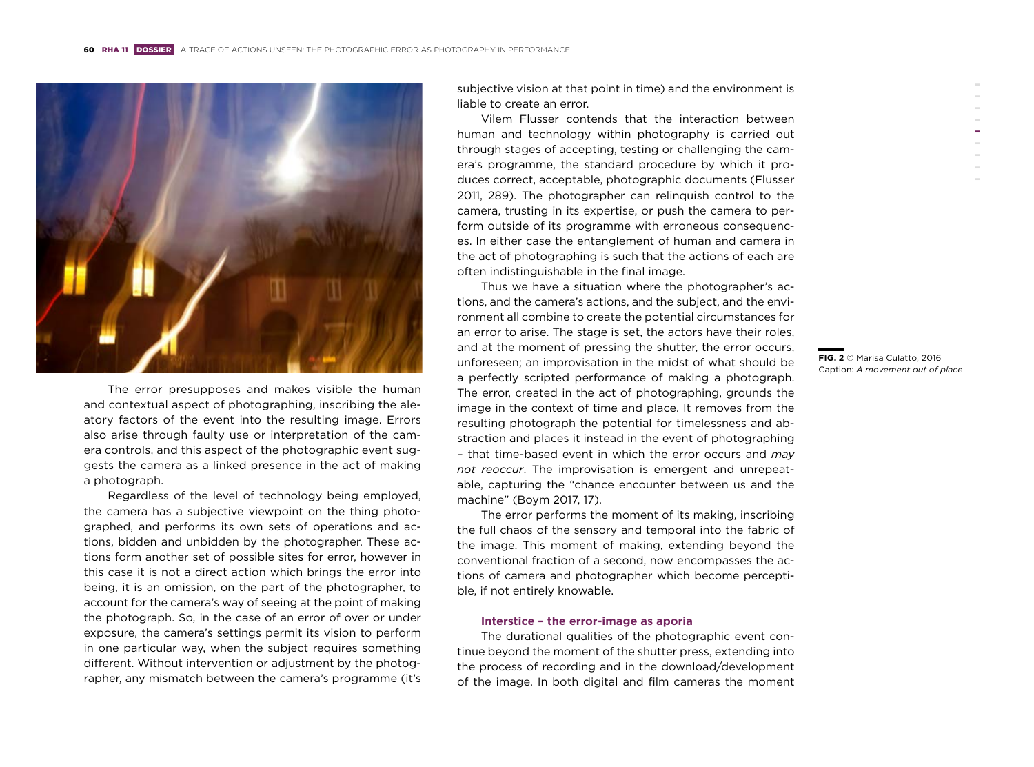The error presupposes and makes visible the human and contextual aspect of photographing, inscribing the aleatory factors of the event into the resulting image. Errors also arise through faulty use or interpretation of the camera controls, and this aspect of the photographic event suggests the camera as a linked presence in the act of making a photograph.

Regardless of the level of technology being employed, the camera has a subjective viewpoint on the thing photographed, and performs its own sets of operations and actions, bidden and unbidden by the photographer. These actions form another set of possible sites for error, however in this case it is not a direct action which brings the error into being, it is an omission, on the part of the photographer, to account for the camera's way of seeing at the point of making the photograph. So, in the case of an error of over or under exposure, the camera's settings permit its vision to perform in one particular way, when the subject requires something different. Without intervention or adjustment by the photographer, any mismatch between the camera's programme (it's subjective vision at that point in time) and the environment is liable to create an error.

Vilem Flusser contends that the interaction between human and technology within photography is carried out through stages of accepting, testing or challenging the camera's programme, the standard procedure by which it produces correct, acceptable, photographic documents (Flusser 2011, 289). The photographer can relinquish control to the camera, trusting in its expertise, or push the camera to perform outside of its programme with erroneous consequences. In either case the entanglement of human and camera in the act of photographing is such that the actions of each are often indistinguishable in the final image.

Thus we have a situation where the photographer's actions, and the camera's actions, and the subject, and the environment all combine to create the potential circumstances for an error to arise. The stage is set, the actors have their roles, and at the moment of pressing the shutter, the error occurs, unforeseen; an improvisation in the midst of what should be a perfectly scripted performance of making a photograph. The error, created in the act of photographing, grounds the image in the context of time and place. It removes from the resulting photograph the potential for timelessness and abstraction and places it instead in the event of photographing – that time-based event in which the error occurs and *may not reoccur*. The improvisation is emergent and unrepeatable, capturing the "chance encounter between us and the machine" (Boym 2017, 17).

The error performs the moment of its making, inscribing the full chaos of the sensory and temporal into the fabric of the image. This moment of making, extending beyond the conventional fraction of a second, now encompasses the actions of camera and photographer which become perceptible, if not entirely knowable.

**FIG. 2** © Marisa Culatto, 2016
Caption: *A movement out of place*

### Interstice – the error-image as aporia

The durational qualities of the photographic event continue beyond the moment of the shutter press, extending into the process of recording and in the download/development of the image. In both digital and film cameras the moment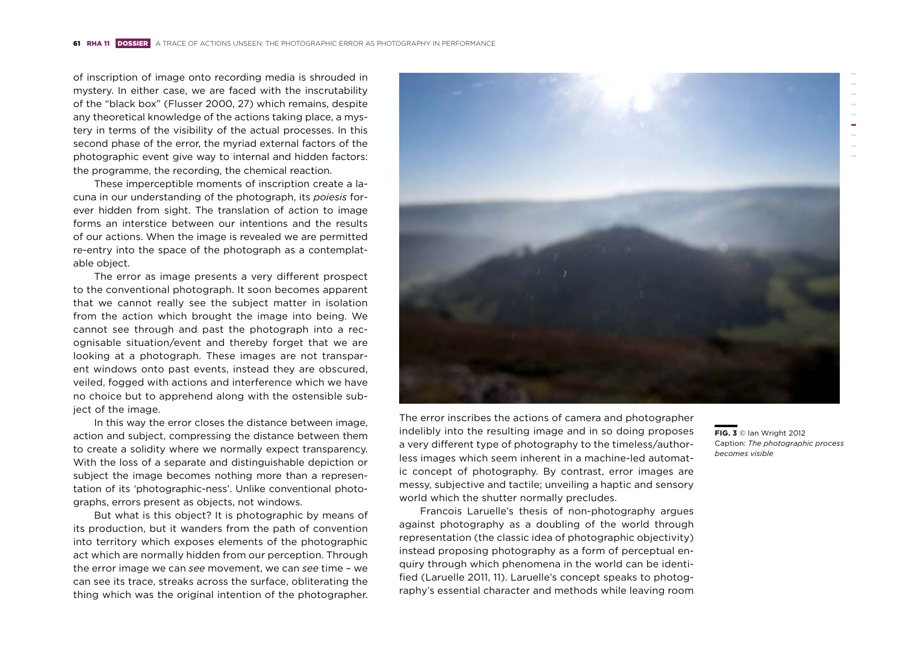of inscription of image onto recording media is shrouded in mystery. In either case, we are faced with the inscrutability of the "black box" (Flusser 2000, 27) which remains, despite any theoretical knowledge of the actions taking place, a mystery in terms of the visibility of the actual processes. In this second phase of the error, the myriad external factors of the photographic event give way to internal and hidden factors: the programme, the recording, the chemical reaction.

These imperceptible moments of inscription create a lacuna in our understanding of the photograph, its *poiesis* forever hidden from sight. The translation of action to image forms an interstice between our intentions and the results of our actions. When the image is revealed we are permitted re-entry into the space of the photograph as a contemplatable object.

The error as image presents a very different prospect to the conventional photograph. It soon becomes apparent that we cannot really see the subject matter in isolation from the action which brought the image into being. We cannot see through and past the photograph into a recognisable situation/event and thereby forget that we are looking at a photograph. These images are not transparent windows onto past events, instead they are obscured, veiled, fogged with actions and interference which we have no choice but to apprehend along with the ostensible subject of the image.

In this way the error closes the distance between image, action and subject, compressing the distance between them to create a solidity where we normally expect transparency. With the loss of a separate and distinguishable depiction or subject the image becomes nothing more than a representation of its 'photographic-ness'. Unlike conventional photographs, errors present as objects, not windows.

But what is this object? It is photographic by means of its production, but it wanders from the path of convention into territory which exposes elements of the photographic act which are normally hidden from our perception. Through the error image we can *see* movement, we can *see* time – we can see its trace, streaks across the surface, obliterating the thing which was the original intention of the photographer. The error inscribes the actions of camera and photographer indelibly into the resulting image and in so doing proposes a very different type of photography to the timeless/authorless images which seem inherent in a machine-led automatic concept of photography. By contrast, error images are messy, subjective and tactile; unveiling a haptic and sensory world which the shutter normally precludes.

**FIG. 3** © Ian Wright 2012
Caption: *The photographic process becomes visible*

Francois Laruelle's thesis of non-photography argues against photography as a doubling of the world through representation (the classic idea of photographic objectivity) instead proposing photography as a form of perceptual enquiry through which phenomena in the world can be identified (Laruelle 2011, 11). Laruelle's concept speaks to photography's essential character and methods while leaving room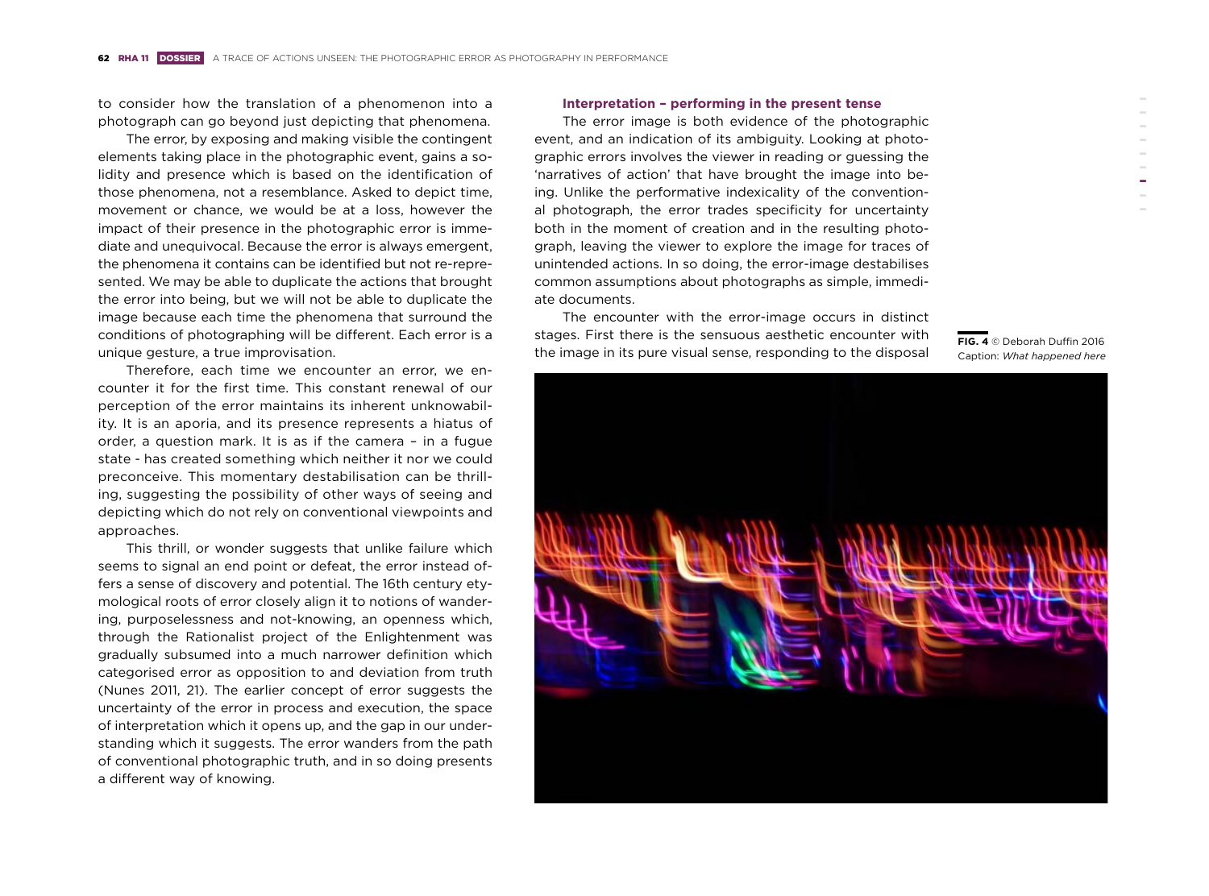to consider how the translation of a phenomenon into a photograph can go beyond just depicting that phenomena.

The error, by exposing and making visible the contingent elements taking place in the photographic event, gains a solidity and presence which is based on the identification of those phenomena, not a resemblance. Asked to depict time, movement or chance, we would be at a loss, however the impact of their presence in the photographic error is immediate and unequivocal. Because the error is always emergent, the phenomena it contains can be identified but not re-represented. We may be able to duplicate the actions that brought the error into being, but we will not be able to duplicate the image because each time the phenomena that surround the conditions of photographing will be different. Each error is a unique gesture, a true improvisation.

Therefore, each time we encounter an error, we encounter it for the first time. This constant renewal of our perception of the error maintains its inherent unknowability. It is an aporia, and its presence represents a hiatus of order, a question mark. It is as if the camera – in a fugue state - has created something which neither it nor we could preconceive. This momentary destabilisation can be thrilling, suggesting the possibility of other ways of seeing and depicting which do not rely on conventional viewpoints and approaches.

This thrill, or wonder suggests that unlike failure which seems to signal an end point or defeat, the error instead offers a sense of discovery and potential. The 16th century etymological roots of error closely align it to notions of wandering, purposelessness and not-knowing, an openness which, through the Rationalist project of the Enlightenment was gradually subsumed into a much narrower definition which categorised error as opposition to and deviation from truth (Nunes 2011, 21). The earlier concept of error suggests the uncertainty of the error in process and execution, the space of interpretation which it opens up, and the gap in our understanding which it suggests. The error wanders from the path of conventional photographic truth, and in so doing presents a different way of knowing.

### Interpretation – performing in the present tense

The error image is both evidence of the photographic event, and an indication of its ambiguity. Looking at photographic errors involves the viewer in reading or guessing the 'narratives of action' that have brought the image into being. Unlike the performative indexicality of the conventional photograph, the error trades specificity for uncertainty both in the moment of creation and in the resulting photograph, leaving the viewer to explore the image for traces of unintended actions. In so doing, the error-image destabilises common assumptions about photographs as simple, immediate documents.

The encounter with the error-image occurs in distinct stages. First there is the sensuous aesthetic encounter with the image in its pure visual sense, responding to the disposal

**FIG. 4** © Deborah Duffin 2016
Caption: *What happened here*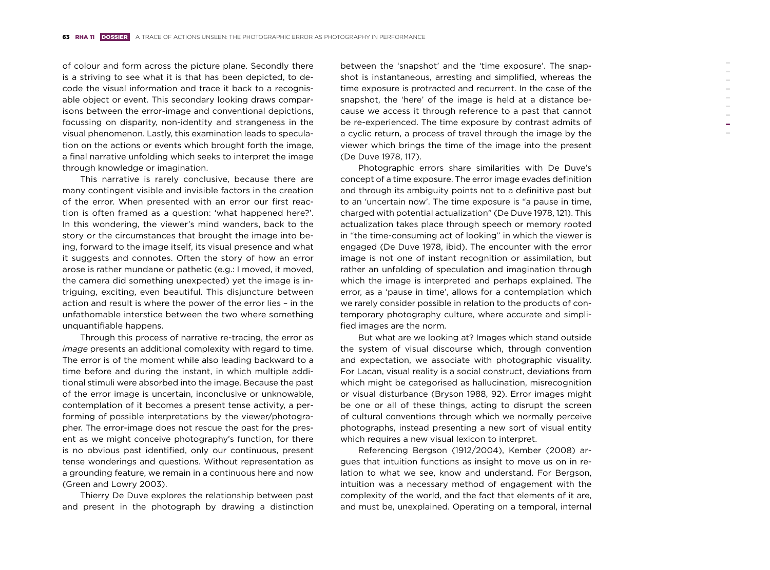of colour and form across the picture plane. Secondly there is a striving to see what it is that has been depicted, to decode the visual information and trace it back to a recognisable object or event. This secondary looking draws comparisons between the error-image and conventional depictions, focussing on disparity, non-identity and strangeness in the visual phenomenon. Lastly, this examination leads to speculation on the actions or events which brought forth the image, a final narrative unfolding which seeks to interpret the image through knowledge or imagination.

This narrative is rarely conclusive, because there are many contingent visible and invisible factors in the creation of the error. When presented with an error our first reaction is often framed as a question: 'what happened here?'. In this wondering, the viewer's mind wanders, back to the story or the circumstances that brought the image into being, forward to the image itself, its visual presence and what it suggests and connotes. Often the story of how an error arose is rather mundane or pathetic (e.g.: I moved, it moved, the camera did something unexpected) yet the image is intriguing, exciting, even beautiful. This disjuncture between action and result is where the power of the error lies – in the unfathomable interstice between the two where something unquantifiable happens.

Through this process of narrative re-tracing, the error as *image* presents an additional complexity with regard to time. The error is of the moment while also leading backward to a time before and during the instant, in which multiple additional stimuli were absorbed into the image. Because the past of the error image is uncertain, inconclusive or unknowable, contemplation of it becomes a present tense activity, a performing of possible interpretations by the viewer/photographer. The error-image does not rescue the past for the present as we might conceive photography's function, for there is no obvious past identified, only our continuous, present tense wonderings and questions. Without representation as a grounding feature, we remain in a continuous here and now (Green and Lowry 2003).

Thierry De Duve explores the relationship between past and present in the photograph by drawing a distinction between the 'snapshot' and the 'time exposure'. The snapshot is instantaneous, arresting and simplified, whereas the time exposure is protracted and recurrent. In the case of the snapshot, the 'here' of the image is held at a distance because we access it through reference to a past that cannot be re-experienced. The time exposure by contrast admits of a cyclic return, a process of travel through the image by the viewer which brings the time of the image into the present (De Duve 1978, 117).

Photographic errors share similarities with De Duve's concept of a time exposure. The error image evades definition and through its ambiguity points not to a definitive past but to an 'uncertain now'. The time exposure is "a pause in time, charged with potential actualization" (De Duve 1978, 121). This actualization takes place through speech or memory rooted in "the time-consuming act of looking" in which the viewer is engaged (De Duve 1978, ibid). The encounter with the error image is not one of instant recognition or assimilation, but rather an unfolding of speculation and imagination through which the image is interpreted and perhaps explained. The error, as a 'pause in time', allows for a contemplation which we rarely consider possible in relation to the products of contemporary photography culture, where accurate and simplified images are the norm.

But what are we looking at? Images which stand outside the system of visual discourse which, through convention and expectation, we associate with photographic visuality. For Lacan, visual reality is a social construct, deviations from which might be categorised as hallucination, misrecognition or visual disturbance (Bryson 1988, 92). Error images might be one or all of these things, acting to disrupt the screen of cultural conventions through which we normally perceive photographs, instead presenting a new sort of visual entity which requires a new visual lexicon to interpret.

Referencing Bergson (1912/2004), Kember (2008) argues that intuition functions as insight to move us on in relation to what we see, know and understand. For Bergson, intuition was a necessary method of engagement with the complexity of the world, and the fact that elements of it are, and must be, unexplained. Operating on a temporal, internal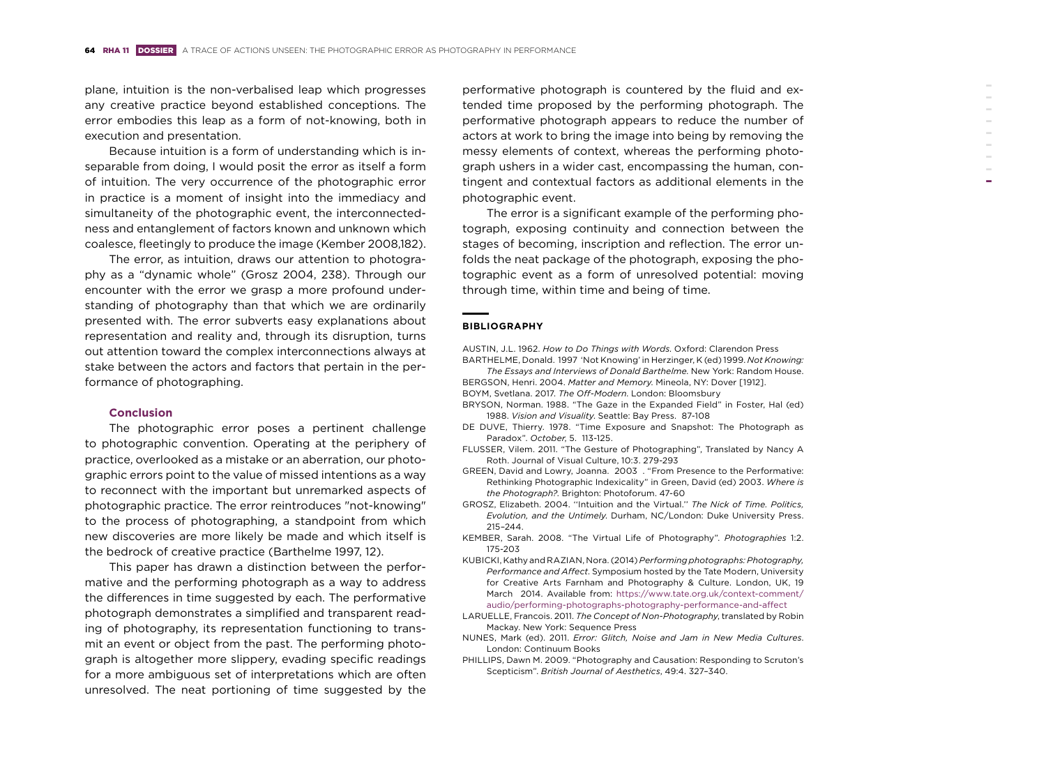plane, intuition is the non-verbalised leap which progresses any creative practice beyond established conceptions. The error embodies this leap as a form of not-knowing, both in execution and presentation.

Because intuition is a form of understanding which is inseparable from doing, I would posit the error as itself a form of intuition. The very occurrence of the photographic error in practice is a moment of insight into the immediacy and simultaneity of the photographic event, the interconnectedness and entanglement of factors known and unknown which coalesce, fleetingly to produce the image (Kember 2008,182).

The error, as intuition, draws our attention to photography as a "dynamic whole" (Grosz 2004, 238). Through our encounter with the error we grasp a more profound understanding of photography than that which we are ordinarily presented with. The error subverts easy explanations about representation and reality and, through its disruption, turns out attention toward the complex interconnections always at stake between the actors and factors that pertain in the performance of photographing.

### Conclusion

The photographic error poses a pertinent challenge to photographic convention. Operating at the periphery of practice, overlooked as a mistake or an aberration, our photographic errors point to the value of missed intentions as a way to reconnect with the important but unremarked aspects of photographic practice. The error reintroduces "not-knowing" to the process of photographing, a standpoint from which new discoveries are more likely be made and which itself is the bedrock of creative practice (Barthelme 1997, 12).

This paper has drawn a distinction between the performative and the performing photograph as a way to address the differences in time suggested by each. The performative photograph demonstrates a simplified and transparent reading of photography, its representation functioning to transmit an event or object from the past. The performing photograph is altogether more slippery, evading specific readings for a more ambiguous set of interpretations which are often unresolved. The neat portioning of time suggested by the performative photograph is countered by the fluid and extended time proposed by the performing photograph. The performative photograph appears to reduce the number of actors at work to bring the image into being by removing the messy elements of context, whereas the performing photograph ushers in a wider cast, encompassing the human, contingent and contextual factors as additional elements in the photographic event.

The error is a significant example of the performing photograph, exposing continuity and connection between the stages of becoming, inscription and reflection. The error unfolds the neat package of the photograph, exposing the photographic event as a form of unresolved potential: moving through time, within time and being of time.

## BIBLIOGRAPHY

AUSTIN, J.L. 1962. *How to Do Things with Words*. Oxford: Clarendon Press

BARTHELME, Donald. 1997 'Not Knowing' in Herzinger, K (ed) 1999. *Not Knowing: The Essays and Interviews of Donald Barthelme*. New York: Random House.

BERGSON, Henri. 2004. *Matter and Memory*. Mineola, NY: Dover [1912].

BOYM, Svetlana. 2017. *The Off-Modern*. London: Bloomsbury

BRYSON, Norman. 1988. "The Gaze in the Expanded Field" in Foster, Hal (ed) 1988. *Vision and Visuality*. Seattle: Bay Press. 87-108

DE DUVE, Thierry. 1978. "Time Exposure and Snapshot: The Photograph as Paradox". *October*, 5. 113-125.

FLUSSER, Vilem. 2011. "The Gesture of Photographing", Translated by Nancy A Roth. Journal of Visual Culture, 10:3. 279-293

GREEN, David and Lowry, Joanna. 2003 . "From Presence to the Performative: Rethinking Photographic Indexicality" in Green, David (ed) 2003. *Where is the Photograph?*. Brighton: Photoforum. 47-60

GROSZ, Elizabeth. 2004. "Intuition and the Virtual." *The Nick of Time. Politics, Evolution, and the Untimely*. Durham, NC/London: Duke University Press. 215–244.

KEMBER, Sarah. 2008. "The Virtual Life of Photography". *Photographies* 1:2. 175-203

KUBICKI, Kathy and RAZIAN, Nora. (2014) *Performing photographs: Photography, Performance and Affect*. Symposium hosted by the Tate Modern, University for Creative Arts Farnham and Photography & Culture. London, UK, 19 March 2014. Available from: https://www.tate.org.uk/context-comment/audio/performing-photographs-photography-performance-and-affect

LARUELLE, Francois. 2011. *The Concept of Non-Photography*, translated by Robin Mackay. New York: Sequence Press

NUNES, Mark (ed). 2011. *Error: Glitch, Noise and Jam in New Media Cultures*. London: Continuum Books

PHILLIPS, Dawn M. 2009. "Photography and Causation: Responding to Scruton's Scepticism". *British Journal of Aesthetics*, 49:4. 327–340.